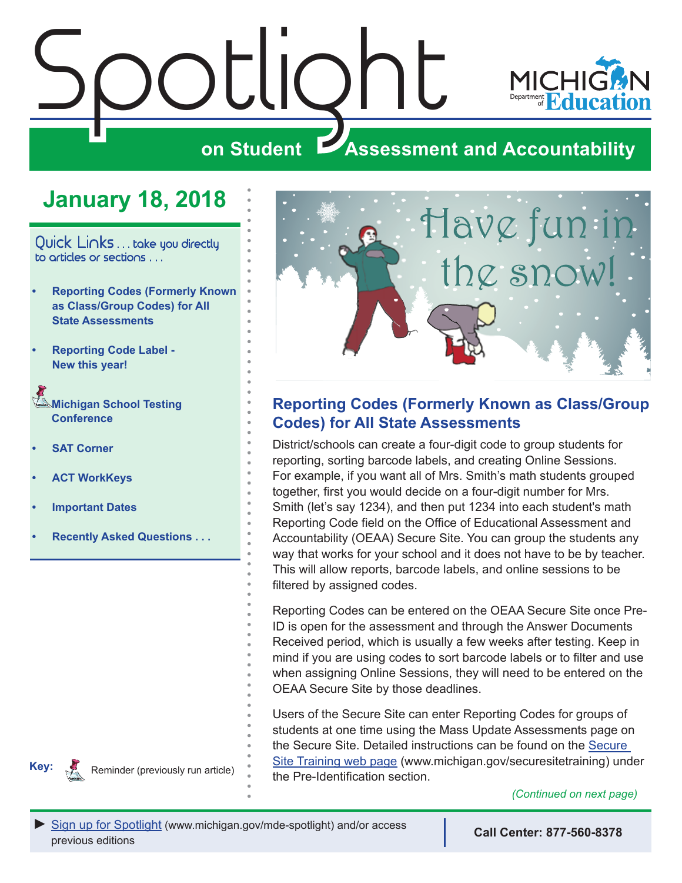# Spotlight

## on Student Assessment and Accountability

Michigan Department of Education

## January 18, 2018

**Quick Links** . . . take you directly to articles or sections . . .

- **Reporting Codes (Formerly Known as Class/Group Codes) for All State Assessments**
- **Reporting Code Label - New this year!**
- **Michigan School Testing Conference**
- **SAT Corner**
- **ACT WorkKeys**
- **Important Dates**
- **Recently Asked Questions . . .**

**Key:** Reminder (previously run article)

Have fun in the snow!

## Reporting Codes (Formerly Known as Class/Group Codes) for All State Assessments

District/schools can create a four-digit code to group students for reporting, sorting barcode labels, and creating Online Sessions. For example, if you want all of Mrs. Smith's math students grouped together, first you would decide on a four-digit number for Mrs. Smith (let's say 1234), and then put 1234 into each student's math Reporting Code field on the Office of Educational Assessment and Accountability (OEAA) Secure Site. You can group the students any way that works for your school and it does not have to be by teacher. This will allow reports, barcode labels, and online sessions to be filtered by assigned codes.

Reporting Codes can be entered on the OEAA Secure Site once Pre-ID is open for the assessment and through the Answer Documents Received period, which is usually a few weeks after testing. Keep in mind if you are using codes to sort barcode labels or to filter and use when assigning Online Sessions, they will need to be entered on the OEAA Secure Site by those deadlines.

Users of the Secure Site can enter Reporting Codes for groups of students at one time using the Mass Update Assessments page on the Secure Site. Detailed instructions can be found on the Secure Site Training web page (www.michigan.gov/securesitetraining) under the Pre-Identification section.

*(Continued on next page)*

► Sign up for Spotlight (www.michigan.gov/mde-spotlight) and/or access previous editions

**Call Center: 877-560-8378**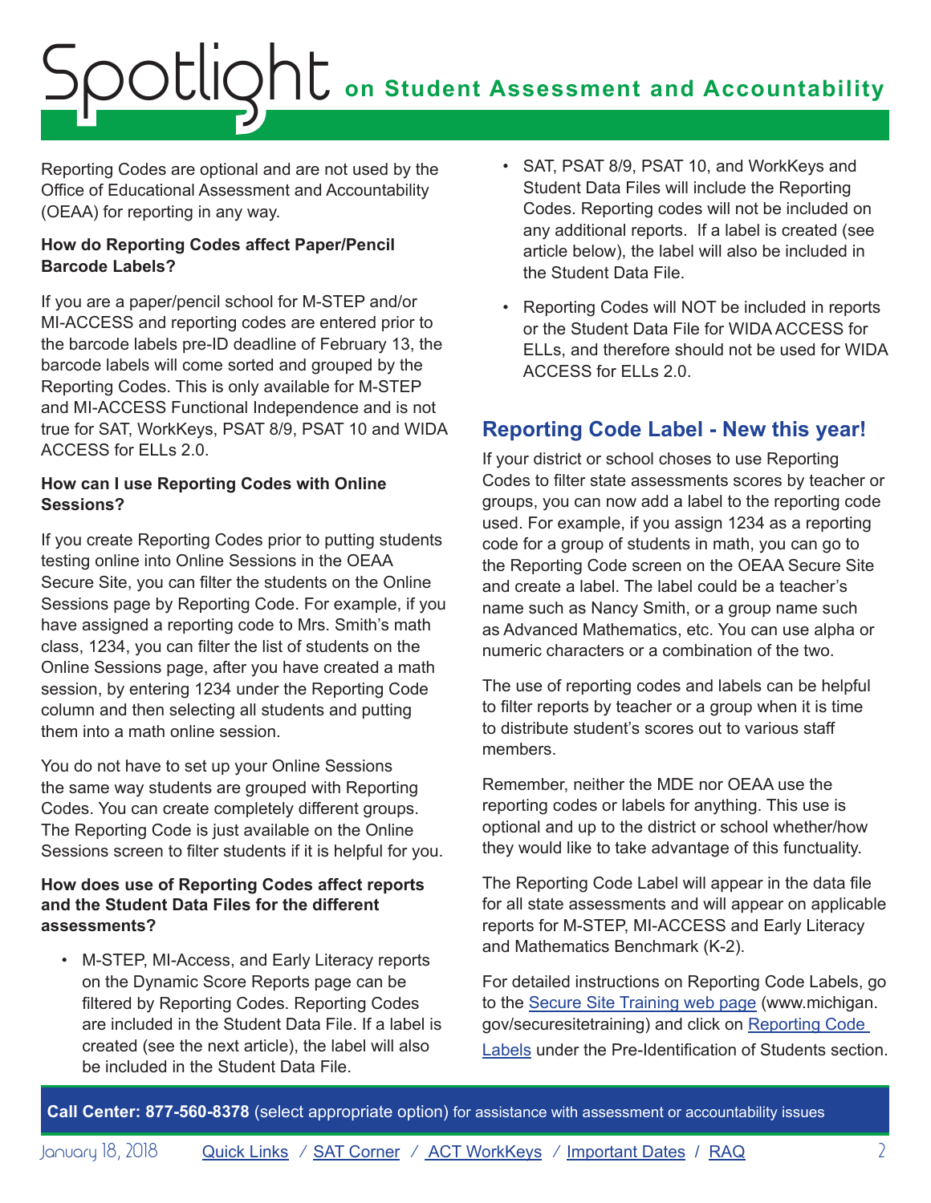Reporting Codes are optional and are not used by the Office of Educational Assessment and Accountability (OEAA) for reporting in any way.

**How do Reporting Codes affect Paper/Pencil Barcode Labels?**

If you are a paper/pencil school for M-STEP and/or MI-ACCESS and reporting codes are entered prior to the barcode labels pre-ID deadline of February 13, the barcode labels will come sorted and grouped by the Reporting Codes. This is only available for M-STEP and MI-ACCESS Functional Independence and is not true for SAT, WorkKeys, PSAT 8/9, PSAT 10 and WIDA ACCESS for ELLs 2.0.

**How can I use Reporting Codes with Online Sessions?**

If you create Reporting Codes prior to putting students testing online into Online Sessions in the OEAA Secure Site, you can filter the students on the Online Sessions page by Reporting Code. For example, if you have assigned a reporting code to Mrs. Smith's math class, 1234, you can filter the list of students on the Online Sessions page, after you have created a math session, by entering 1234 under the Reporting Code column and then selecting all students and putting them into a math online session.

You do not have to set up your Online Sessions the same way students are grouped with Reporting Codes. You can create completely different groups. The Reporting Code is just available on the Online Sessions screen to filter students if it is helpful for you.

**How does use of Reporting Codes affect reports and the Student Data Files for the different assessments?**

- M-STEP, MI-Access, and Early Literacy reports on the Dynamic Score Reports page can be filtered by Reporting Codes. Reporting Codes are included in the Student Data File. If a label is created (see the next article), the label will also be included in the Student Data File.
- SAT, PSAT 8/9, PSAT 10, and WorkKeys and Student Data Files will include the Reporting Codes. Reporting codes will not be included on any additional reports. If a label is created (see article below), the label will also be included in the Student Data File.
- Reporting Codes will NOT be included in reports or the Student Data File for WIDA ACCESS for ELLs, and therefore should not be used for WIDA ACCESS for ELLs 2.0.

## Reporting Code Label - New this year!

If your district or school choses to use Reporting Codes to filter state assessments scores by teacher or groups, you can now add a label to the reporting code used. For example, if you assign 1234 as a reporting code for a group of students in math, you can go to the Reporting Code screen on the OEAA Secure Site and create a label. The label could be a teacher's name such as Nancy Smith, or a group name such as Advanced Mathematics, etc. You can use alpha or numeric characters or a combination of the two.

The use of reporting codes and labels can be helpful to filter reports by teacher or a group when it is time to distribute student's scores out to various staff members.

Remember, neither the MDE nor OEAA use the reporting codes or labels for anything. This use is optional and up to the district or school whether/how they would like to take advantage of this functuality.

The Reporting Code Label will appear in the data file for all state assessments and will appear on applicable reports for M-STEP, MI-ACCESS and Early Literacy and Mathematics Benchmark (K-2).

For detailed instructions on Reporting Code Labels, go to the [Secure Site Training web page](www.michigan.gov/securesitetraining) (www.michigan.gov/securesitetraining) and click on Reporting Code Labels under the Pre-Identification of Students section.

**Call Center: 877-560-8378** (select appropriate option) for assistance with assessment or accountability issues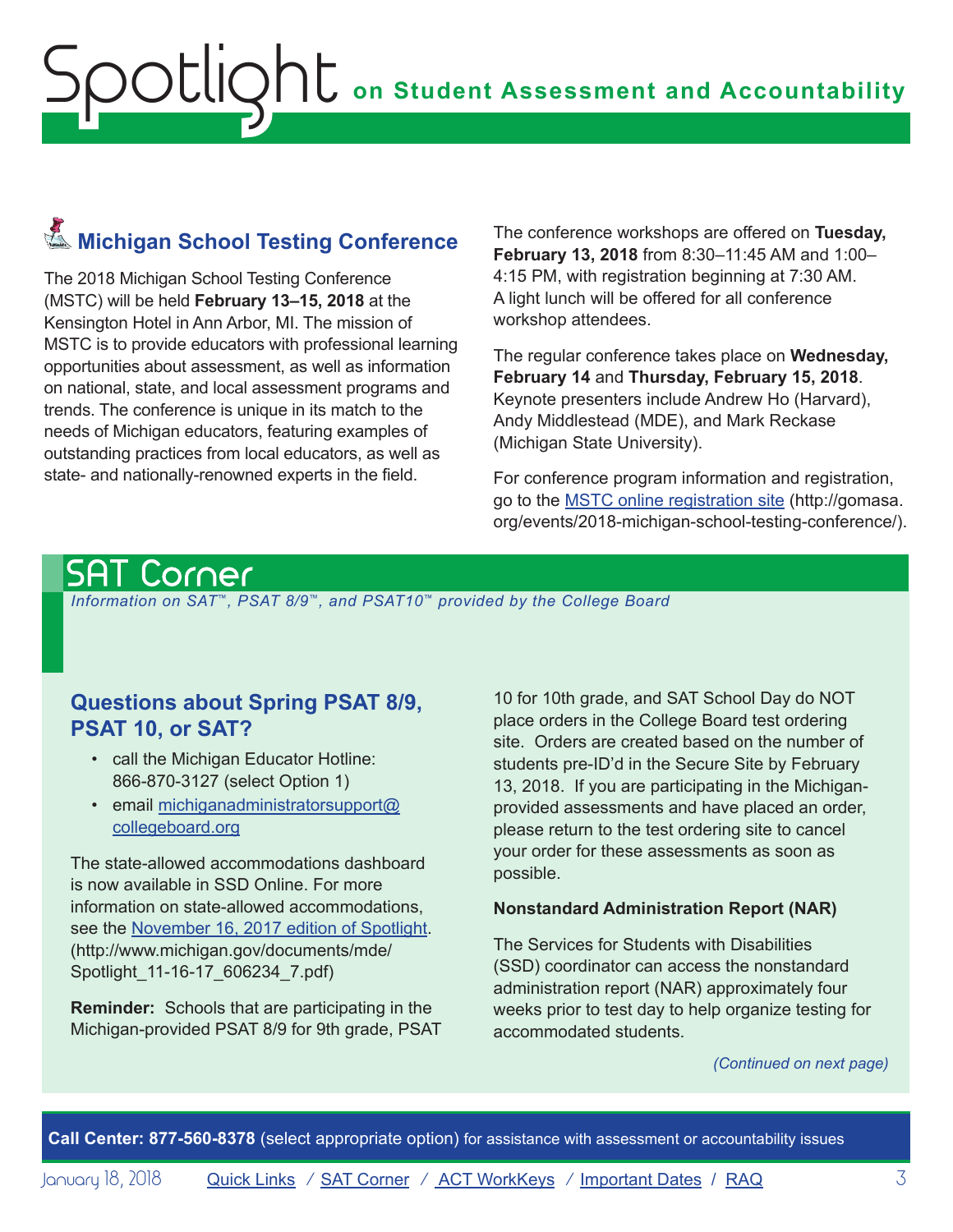## Michigan School Testing Conference

The 2018 Michigan School Testing Conference (MSTC) will be held **February 13–15, 2018** at the Kensington Hotel in Ann Arbor, MI. The mission of MSTC is to provide educators with professional learning opportunities about assessment, as well as information on national, state, and local assessment programs and trends. The conference is unique in its match to the needs of Michigan educators, featuring examples of outstanding practices from local educators, as well as state- and nationally-renowned experts in the field.

The conference workshops are offered on **Tuesday, February 13, 2018** from 8:30–11:45 AM and 1:00–4:15 PM, with registration beginning at 7:30 AM. A light lunch will be offered for all conference workshop attendees.

The regular conference takes place on **Wednesday, February 14** and **Thursday, February 15, 2018**. Keynote presenters include Andrew Ho (Harvard), Andy Middlestead (MDE), and Mark Reckase (Michigan State University).

For conference program information and registration, go to the MSTC online registration site (http://gomasa.org/events/2018-michigan-school-testing-conference/).

# SAT Corner

*Information on SAT™, PSAT 8/9™, and PSAT10™ provided by the College Board*

## Questions about Spring PSAT 8/9, PSAT 10, or SAT?

- call the Michigan Educator Hotline: 866-870-3127 (select Option 1)
- email michiganadministratorsupport@collegeboard.org

The state-allowed accommodations dashboard is now available in SSD Online. For more information on state-allowed accommodations, see the November 16, 2017 edition of Spotlight. (http://www.michigan.gov/documents/mde/Spotlight_11-16-17_606234_7.pdf)

**Reminder:** Schools that are participating in the Michigan-provided PSAT 8/9 for 9th grade, PSAT 10 for 10th grade, and SAT School Day do NOT place orders in the College Board test ordering site. Orders are created based on the number of students pre-ID'd in the Secure Site by February 13, 2018. If you are participating in the Michigan-provided assessments and have placed an order, please return to the test ordering site to cancel your order for these assessments as soon as possible.

**Nonstandard Administration Report (NAR)**

The Services for Students with Disabilities (SSD) coordinator can access the nonstandard administration report (NAR) approximately four weeks prior to test day to help organize testing for accommodated students.

*(Continued on next page)*

**Call Center: 877-560-8378** (select appropriate option) for assistance with assessment or accountability issues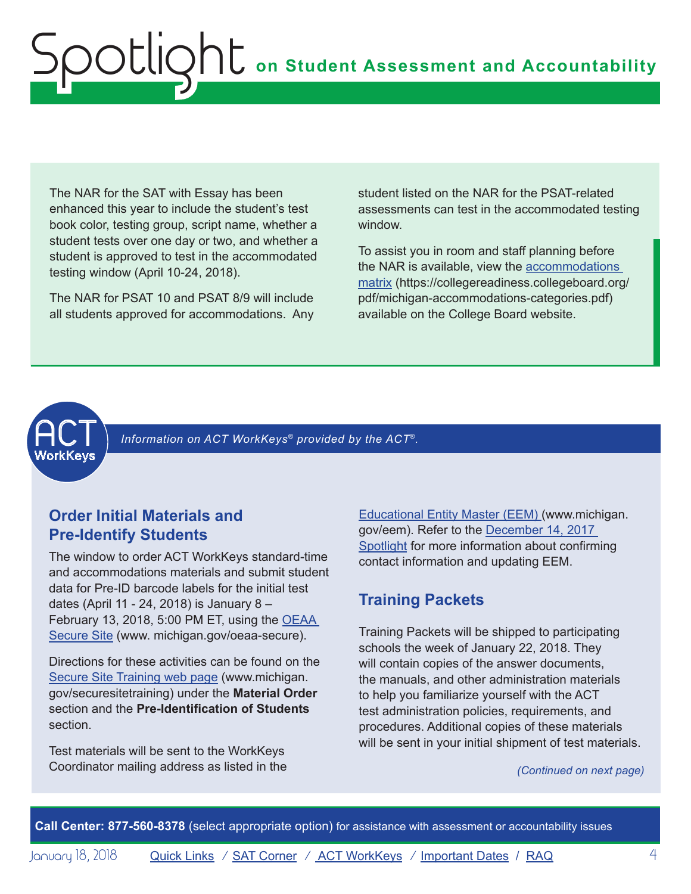The NAR for the SAT with Essay has been enhanced this year to include the student's test book color, testing group, script name, whether a student tests over one day or two, and whether a student is approved to test in the accommodated testing window (April 10-24, 2018).

The NAR for PSAT 10 and PSAT 8/9 will include all students approved for accommodations. Any student listed on the NAR for the PSAT-related assessments can test in the accommodated testing window.

To assist you in room and staff planning before the NAR is available, view the accommodations matrix (https://collegereadiness.collegeboard.org/pdf/michigan-accommodations-categories.pdf) available on the College Board website.

*Information on ACT WorkKeys® provided by the ACT®.*

## Order Initial Materials and Pre-Identify Students

The window to order ACT WorkKeys standard-time and accommodations materials and submit student data for Pre-ID barcode labels for the initial test dates (April 11 - 24, 2018) is January 8 – February 13, 2018, 5:00 PM ET, using the OEAA Secure Site (www. michigan.gov/oeaa-secure).

Directions for these activities can be found on the Secure Site Training web page (www.michigan.gov/securesitetraining) under the **Material Order** section and the **Pre-Identification of Students** section.

Test materials will be sent to the WorkKeys Coordinator mailing address as listed in the Educational Entity Master (EEM) (www.michigan.gov/eem). Refer to the December 14, 2017 Spotlight for more information about confirming contact information and updating EEM.

## Training Packets

Training Packets will be shipped to participating schools the week of January 22, 2018. They will contain copies of the answer documents, the manuals, and other administration materials to help you familiarize yourself with the ACT test administration policies, requirements, and procedures. Additional copies of these materials will be sent in your initial shipment of test materials.

*(Continued on next page)*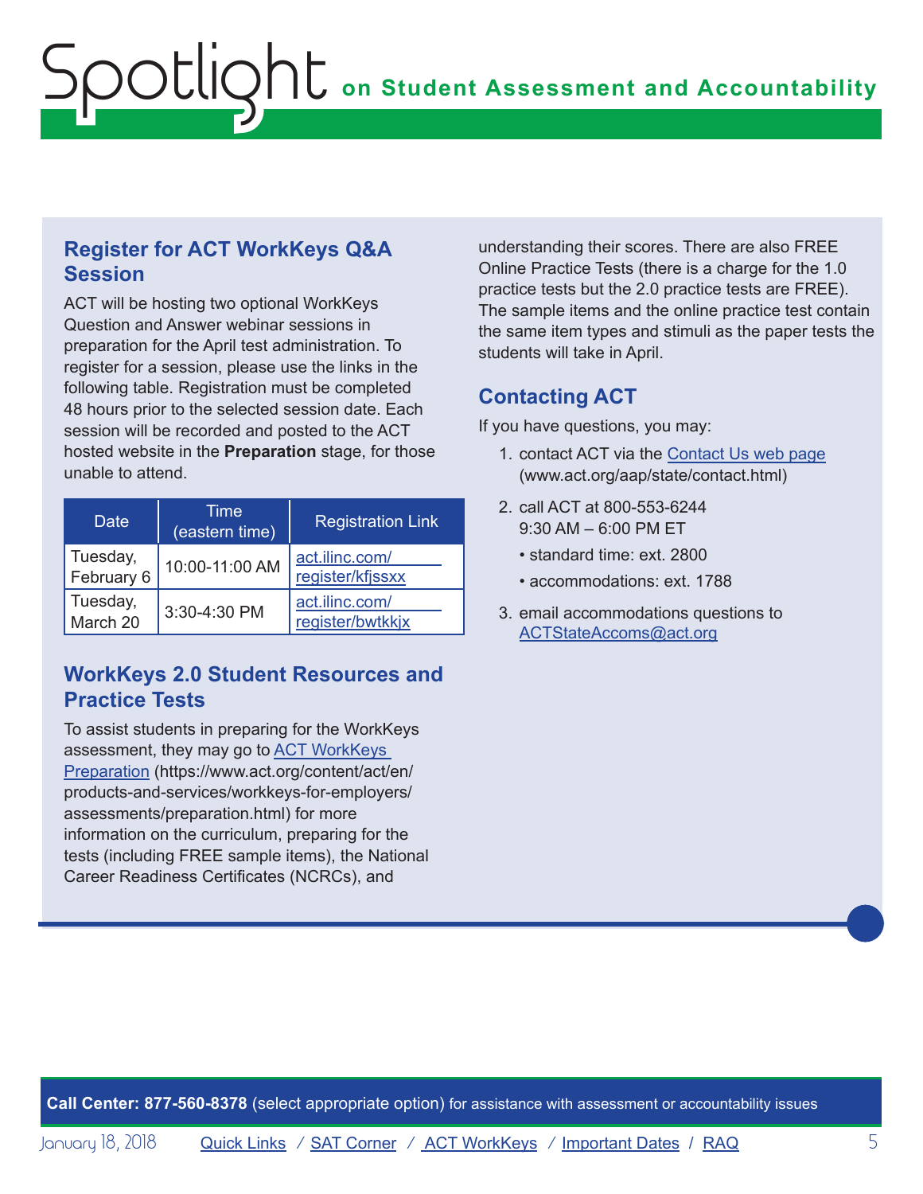## Register for ACT WorkKeys Q&A Session

ACT will be hosting two optional WorkKeys Question and Answer webinar sessions in preparation for the April test administration. To register for a session, please use the links in the following table. Registration must be completed 48 hours prior to the selected session date. Each session will be recorded and posted to the ACT hosted website in the **Preparation** stage, for those unable to attend.

| Date | Time (eastern time) | Registration Link |
|---|---|---|
| Tuesday, February 6 | 10:00-11:00 AM | act.ilinc.com/register/kfjssxx |
| Tuesday, March 20 | 3:30-4:30 PM | act.ilinc.com/register/bwtkkjx |

## WorkKeys 2.0 Student Resources and Practice Tests

To assist students in preparing for the WorkKeys assessment, they may go to ACT WorkKeys Preparation (https://www.act.org/content/act/en/products-and-services/workkeys-for-employers/assessments/preparation.html) for more information on the curriculum, preparing for the tests (including FREE sample items), the National Career Readiness Certificates (NCRCs), and understanding their scores. There are also FREE Online Practice Tests (there is a charge for the 1.0 practice tests but the 2.0 practice tests are FREE). The sample items and the online practice test contain the same item types and stimuli as the paper tests the students will take in April.

## Contacting ACT

If you have questions, you may:

1. contact ACT via the Contact Us web page (www.act.org/aap/state/contact.html)
2. call ACT at 800-553-6244
   9:30 AM – 6:00 PM ET
   - standard time: ext. 2800
   - accommodations: ext. 1788
3. email accommodations questions to ACTStateAccoms@act.org

**Call Center: 877-560-8378** (select appropriate option) for assistance with assessment or accountability issues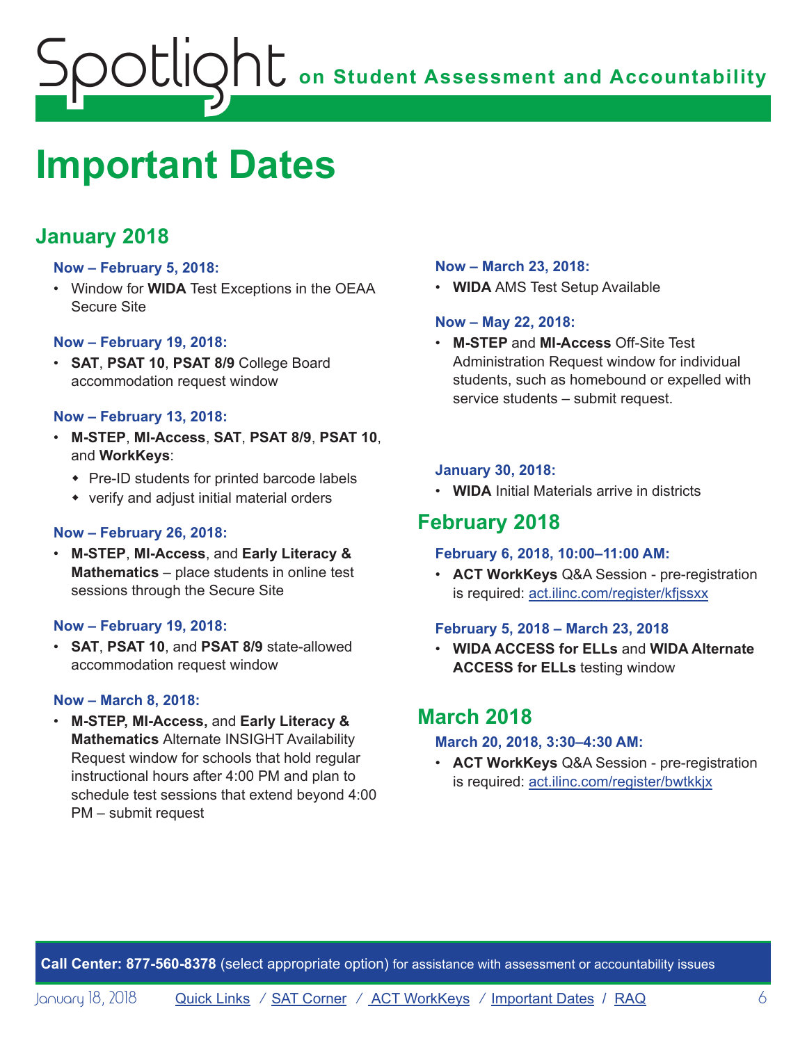# Important Dates

## January 2018

**Now – February 5, 2018:**

- Window for **WIDA** Test Exceptions in the OEAA Secure Site

**Now – February 19, 2018:**

- **SAT**, **PSAT 10**, **PSAT 8/9** College Board accommodation request window

**Now – February 13, 2018:**

- **M-STEP**, **MI-Access**, **SAT**, **PSAT 8/9**, **PSAT 10**, and **WorkKeys**:
  - Pre-ID students for printed barcode labels
  - verify and adjust initial material orders

**Now – February 26, 2018:**

- **M-STEP**, **MI-Access**, and **Early Literacy & Mathematics** – place students in online test sessions through the Secure Site

**Now – February 19, 2018:**

- **SAT**, **PSAT 10**, and **PSAT 8/9** state-allowed accommodation request window

**Now – March 8, 2018:**

- **M-STEP, MI-Access,** and **Early Literacy & Mathematics** Alternate INSIGHT Availability Request window for schools that hold regular instructional hours after 4:00 PM and plan to schedule test sessions that extend beyond 4:00 PM – submit request

**Now – March 23, 2018:**

- **WIDA** AMS Test Setup Available

**Now – May 22, 2018:**

- **M-STEP** and **MI-Access** Off-Site Test Administration Request window for individual students, such as homebound or expelled with service students – submit request.

**January 30, 2018:**

- **WIDA** Initial Materials arrive in districts

## February 2018

**February 6, 2018, 10:00–11:00 AM:**

- **ACT WorkKeys** Q&A Session - pre-registration is required: act.ilinc.com/register/kfjssxx

**February 5, 2018 – March 23, 2018**

- **WIDA ACCESS for ELLs** and **WIDA Alternate ACCESS for ELLs** testing window

## March 2018

**March 20, 2018, 3:30–4:30 AM:**

- **ACT WorkKeys** Q&A Session - pre-registration is required: act.ilinc.com/register/bwtkkjx

**Call Center: 877-560-8378** (select appropriate option) for assistance with assessment or accountability issues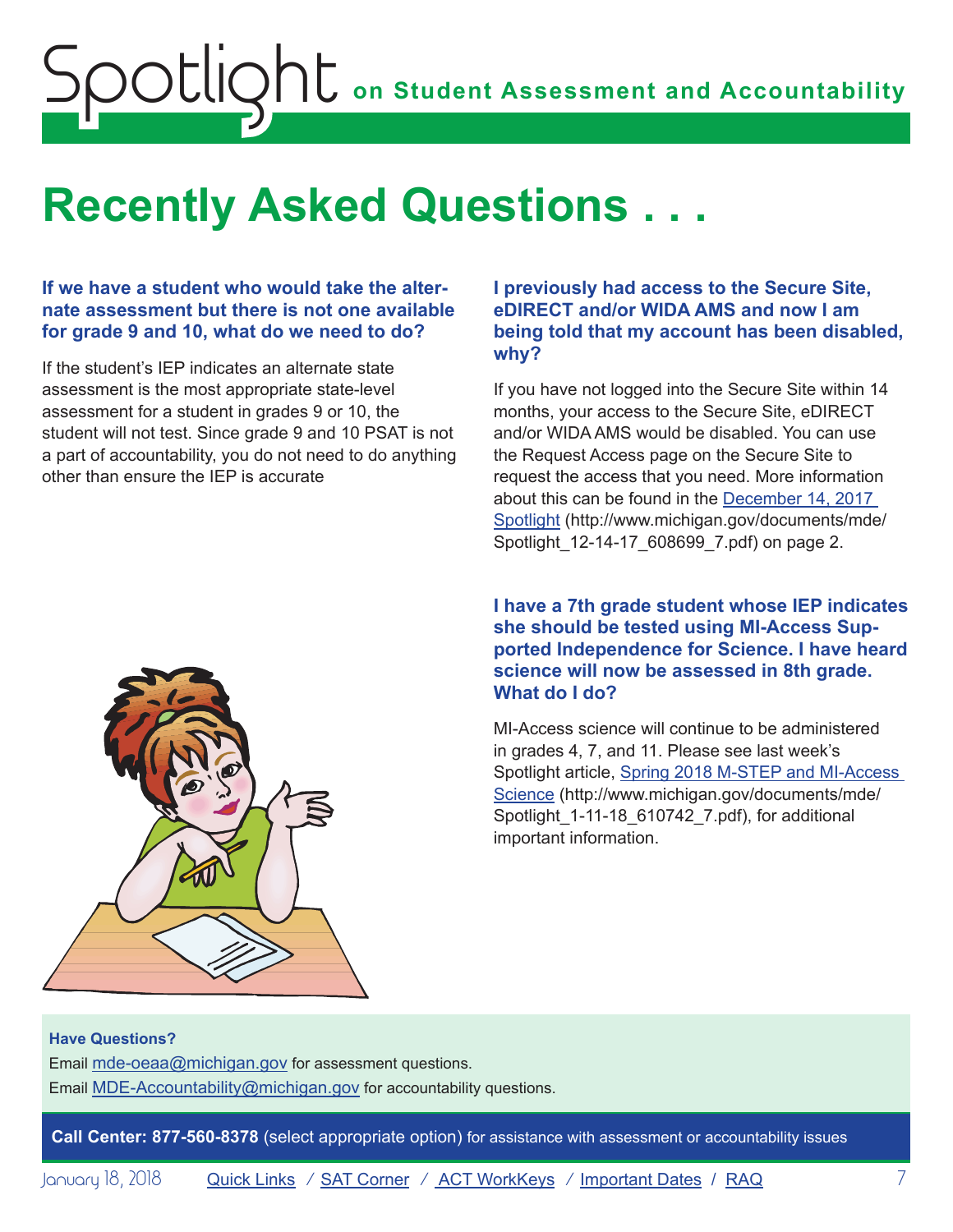# Recently Asked Questions . . .

### If we have a student who would take the alternate assessment but there is not one available for grade 9 and 10, what do we need to do?

If the student's IEP indicates an alternate state assessment is the most appropriate state-level assessment for a student in grades 9 or 10, the student will not test. Since grade 9 and 10 PSAT is not a part of accountability, you do not need to do anything other than ensure the IEP is accurate

### I previously had access to the Secure Site, eDIRECT and/or WIDA AMS and now I am being told that my account has been disabled, why?

If you have not logged into the Secure Site within 14 months, your access to the Secure Site, eDIRECT and/or WIDA AMS would be disabled. You can use the Request Access page on the Secure Site to request the access that you need. More information about this can be found in the December 14, 2017 Spotlight (http://www.michigan.gov/documents/mde/Spotlight_12-14-17_608699_7.pdf) on page 2.

### I have a 7th grade student whose IEP indicates she should be tested using MI-Access Supported Independence for Science. I have heard science will now be assessed in 8th grade. What do I do?

MI-Access science will continue to be administered in grades 4, 7, and 11. Please see last week's Spotlight article, Spring 2018 M-STEP and MI-Access Science (http://www.michigan.gov/documents/mde/Spotlight_1-11-18_610742_7.pdf), for additional important information.

**Have Questions?**

Email mde-oeaa@michigan.gov for assessment questions.

Email MDE-Accountability@michigan.gov for accountability questions.

**Call Center: 877-560-8378** (select appropriate option) for assistance with assessment or accountability issues